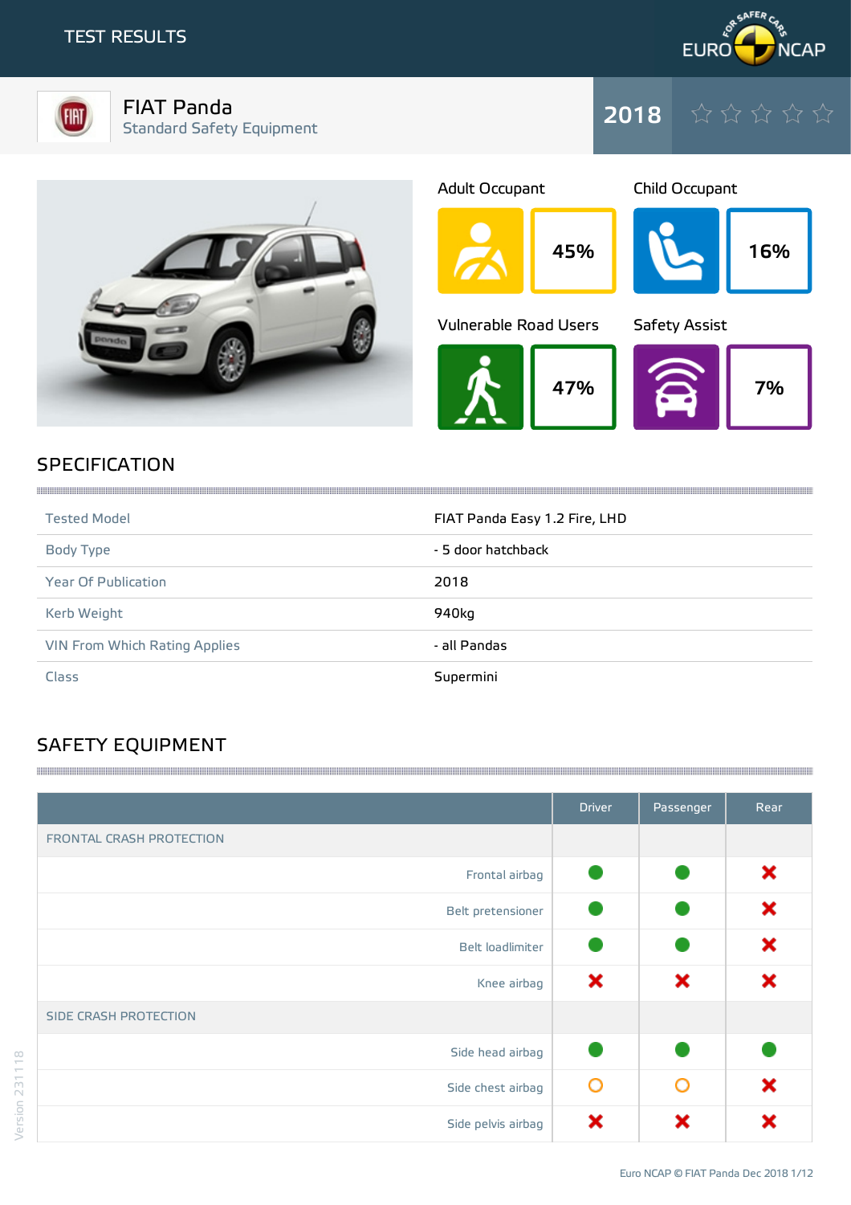# TEST RESULTS

## FIAT Panda
Standard Safety Equipment

**2018**

| Adult Occupant | Child Occupant |
|---|---|
| 45% | 16% |

| Vulnerable Road Users | Safety Assist |
|---|---|
| 47% | 7% |

## SPECIFICATION

| | |
|---|---|
| Tested Model | FIAT Panda Easy 1.2 Fire, LHD |
| Body Type | - 5 door hatchback |
| Year Of Publication | 2018 |
| Kerb Weight | 940kg |
| VIN From Which Rating Applies | - all Pandas |
| Class | Supermini |

## SAFETY EQUIPMENT

| | Driver | Passenger | Rear |
|---|---|---|---|
| FRONTAL CRASH PROTECTION | | | |
| Frontal airbag | ● | ● | ✖ |
| Belt pretensioner | ● | ● | ✖ |
| Belt loadlimiter | ● | ● | ✖ |
| Knee airbag | ✖ | ✖ | ✖ |
| SIDE CRASH PROTECTION | | | |
| Side head airbag | ● | ● | ● |
| Side chest airbag | ○ | ○ | ✖ |
| Side pelvis airbag | ✖ | ✖ | ✖ |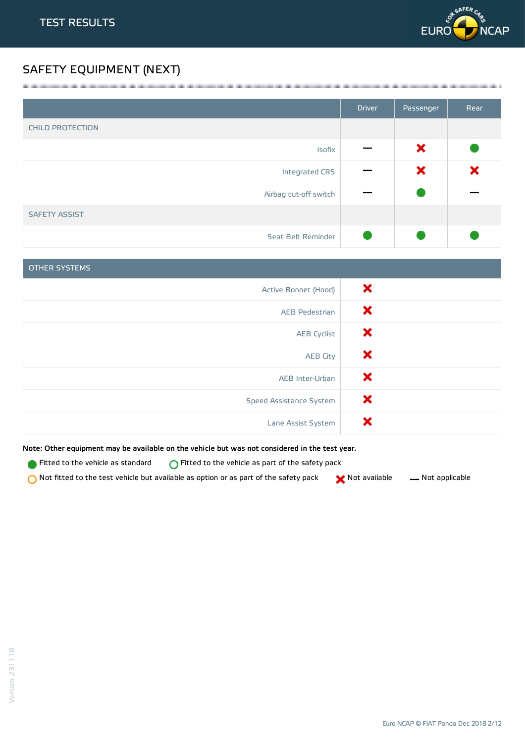## TEST RESULTS

# SAFETY EQUIPMENT (NEXT)

| | Driver | Passenger | Rear |
|---|---|---|---|
| CHILD PROTECTION | | | |
| Isofix | — | ✖ | ● |
| Integrated CRS | — | ✖ | ✖ |
| Airbag cut-off switch | — | ● | — |
| SAFETY ASSIST | | | |
| Seat Belt Reminder | ● | ● | ● |

| OTHER SYSTEMS | |
|---|---|
| Active Bonnet (Hood) | ✖ |
| AEB Pedestrian | ✖ |
| AEB Cyclist | ✖ |
| AEB City | ✖ |
| AEB Inter-Urban | ✖ |
| Speed Assistance System | ✖ |
| Lane Assist System | ✖ |

**Note: Other equipment may be available on the vehicle but was not considered in the test year.**

● Fitted to the vehicle as standard ○ Fitted to the vehicle as part of the safety pack

○ Not fitted to the test vehicle but available as option or as part of the safety pack ✖ Not available — Not applicable

Version 231118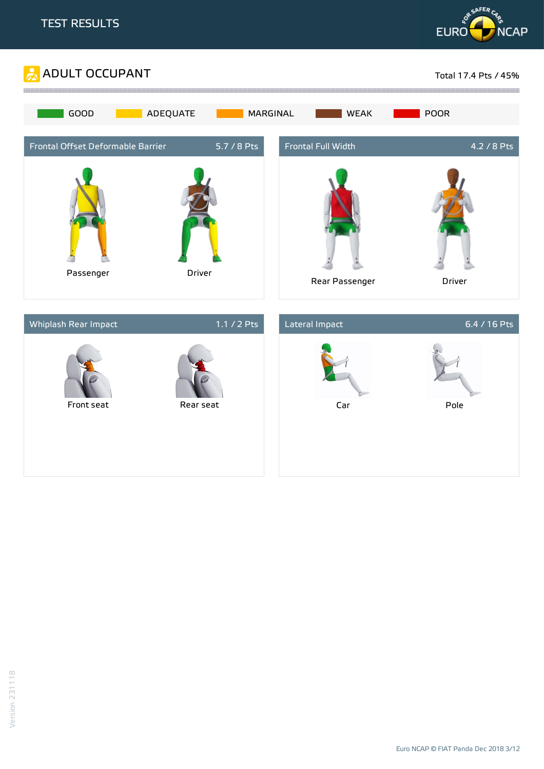# TEST RESULTS

## ADULT OCCUPANT

Total 17.4 Pts / 45%

GOOD | ADEQUATE | MARGINAL | WEAK | POOR

### Frontal Offset Deformable Barrier — 5.7 / 8 Pts

Passenger

Driver

### Frontal Full Width — 4.2 / 8 Pts

Rear Passenger

Driver

### Whiplash Rear Impact — 1.1 / 2 Pts

Front seat

Rear seat

### Lateral Impact — 6.4 / 16 Pts

Car

Pole

Version 231118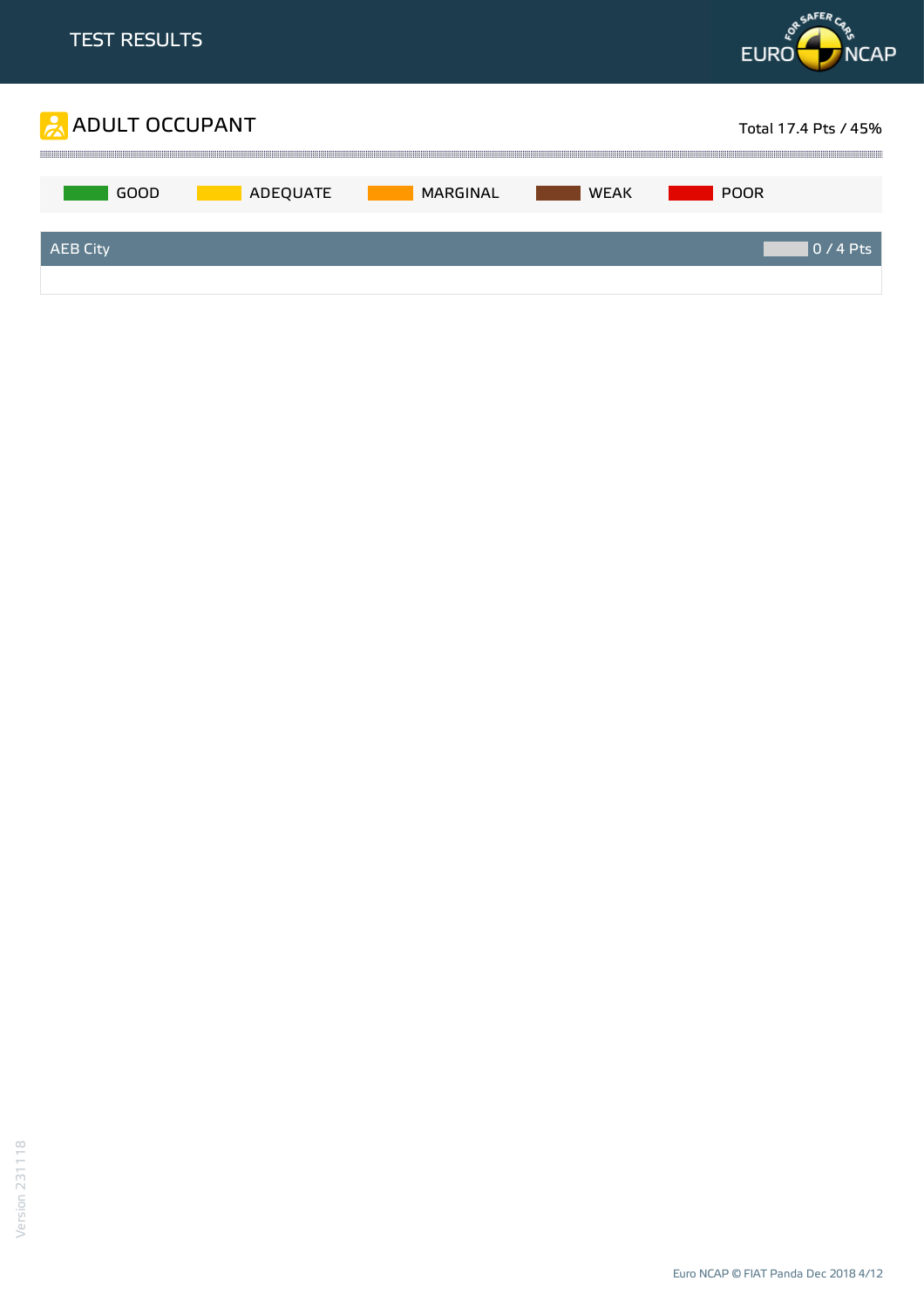TEST RESULTS

## ADULT OCCUPANT

Total 17.4 Pts / 45%

GOOD | ADEQUATE | MARGINAL | WEAK | POOR

| AEB City | 0 / 4 Pts |
| --- | --- |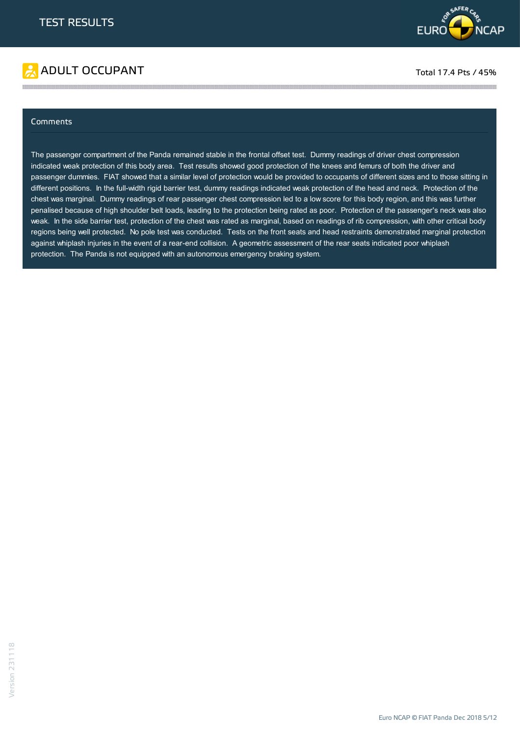# TEST RESULTS

## ADULT OCCUPANT

Total 17.4 Pts / 45%

### Comments

The passenger compartment of the Panda remained stable in the frontal offset test. Dummy readings of driver chest compression indicated weak protection of this body area. Test results showed good protection of the knees and femurs of both the driver and passenger dummies. FIAT showed that a similar level of protection would be provided to occupants of different sizes and to those sitting in different positions. In the full-width rigid barrier test, dummy readings indicated weak protection of the head and neck. Protection of the chest was marginal. Dummy readings of rear passenger chest compression led to a low score for this body region, and this was further penalised because of high shoulder belt loads, leading to the protection being rated as poor. Protection of the passenger's neck was also weak. In the side barrier test, protection of the chest was rated as marginal, based on readings of rib compression, with other critical body regions being well protected. No pole test was conducted. Tests on the front seats and head restraints demonstrated marginal protection against whiplash injuries in the event of a rear-end collision. A geometric assessment of the rear seats indicated poor whiplash protection. The Panda is not equipped with an autonomous emergency braking system.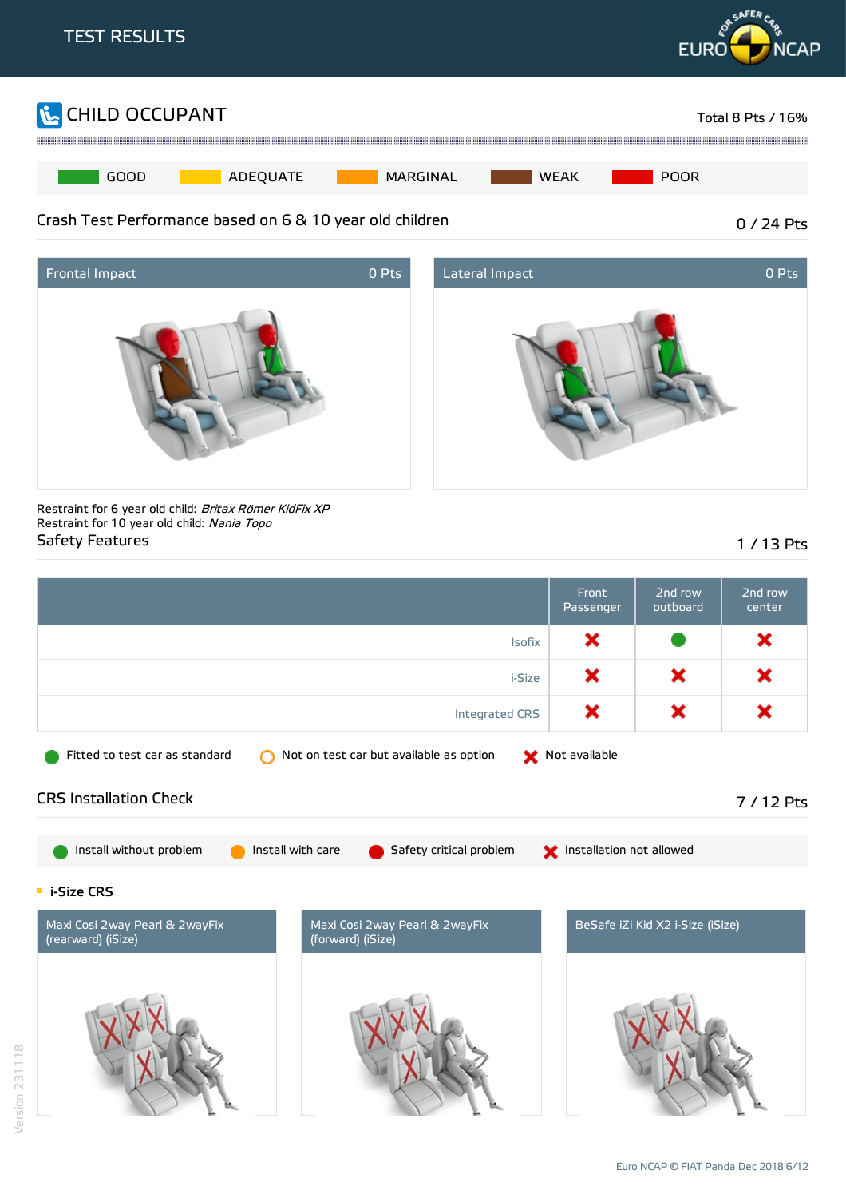# TEST RESULTS

## CHILD OCCUPANT

Total 8 Pts / 16%

GOOD | ADEQUATE | MARGINAL | WEAK | POOR

### Crash Test Performance based on 6 & 10 year old children

0 / 24 Pts

| Frontal Impact | 0 Pts |
|---|---|

| Lateral Impact | 0 Pts |
|---|---|

Restraint for 6 year old child: *Britax Römer KidFix XP*
Restraint for 10 year old child: *Nania Topo*

### Safety Features

1 / 13 Pts

| | Front Passenger | 2nd row outboard | 2nd row center |
|---|---|---|---|
| Isofix | Not available | Fitted to test car as standard | Not available |
| i-Size | Not available | Not available | Not available |
| Integrated CRS | Not available | Not available | Not available |

Fitted to test car as standard | Not on test car but available as option | Not available

### CRS Installation Check

7 / 12 Pts

Install without problem | Install with care | Safety critical problem | Installation not allowed

#### i-Size CRS

Maxi Cosi 2way Pearl & 2wayFix (rearward) (iSize)

Maxi Cosi 2way Pearl & 2wayFix (forward) (iSize)

BeSafe iZi Kid X2 i-Size (iSize)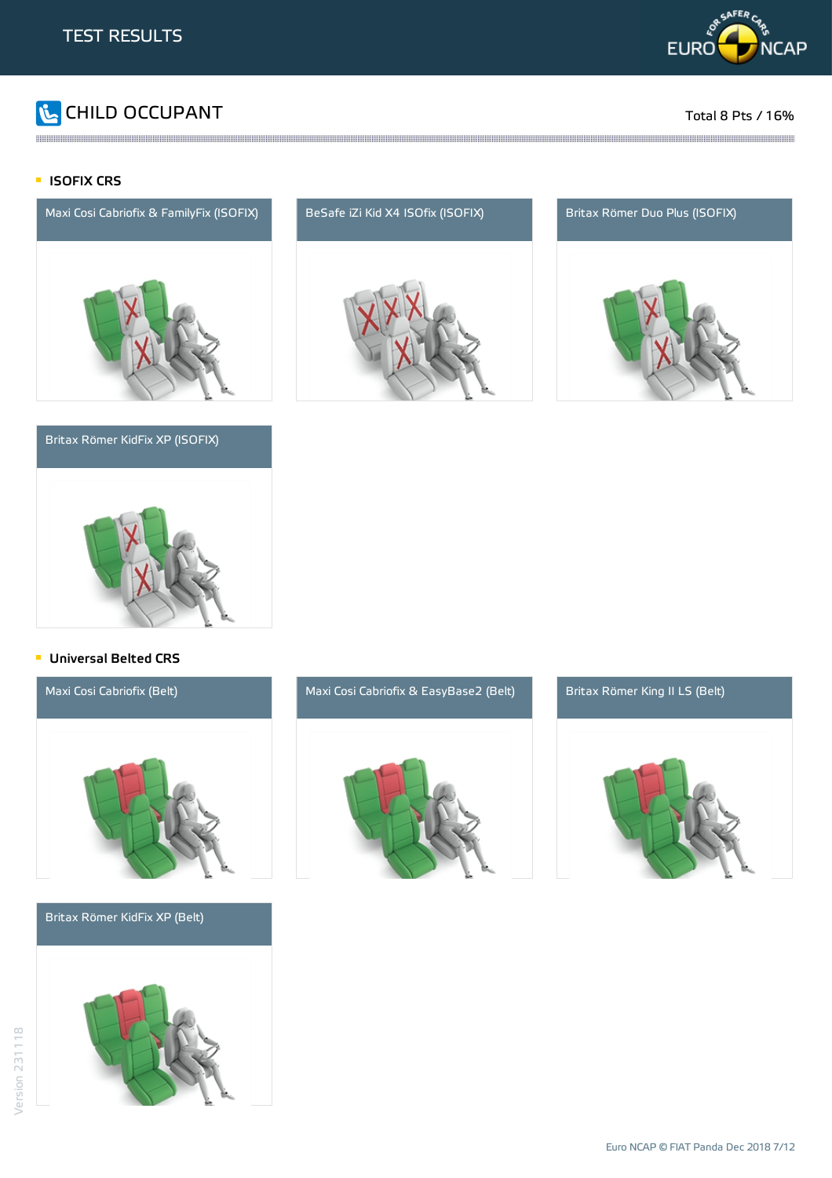# TEST RESULTS

## CHILD OCCUPANT

Total 8 Pts / 16%

### ISOFIX CRS

Maxi Cosi Cabriofix & FamilyFix (ISOFIX)

BeSafe iZi Kid X4 ISOfix (ISOFIX)

Britax Römer Duo Plus (ISOFIX)

Britax Römer KidFix XP (ISOFIX)

### Universal Belted CRS

Maxi Cosi Cabriofix (Belt)

Maxi Cosi Cabriofix & EasyBase2 (Belt)

Britax Römer King II LS (Belt)

Britax Römer KidFix XP (Belt)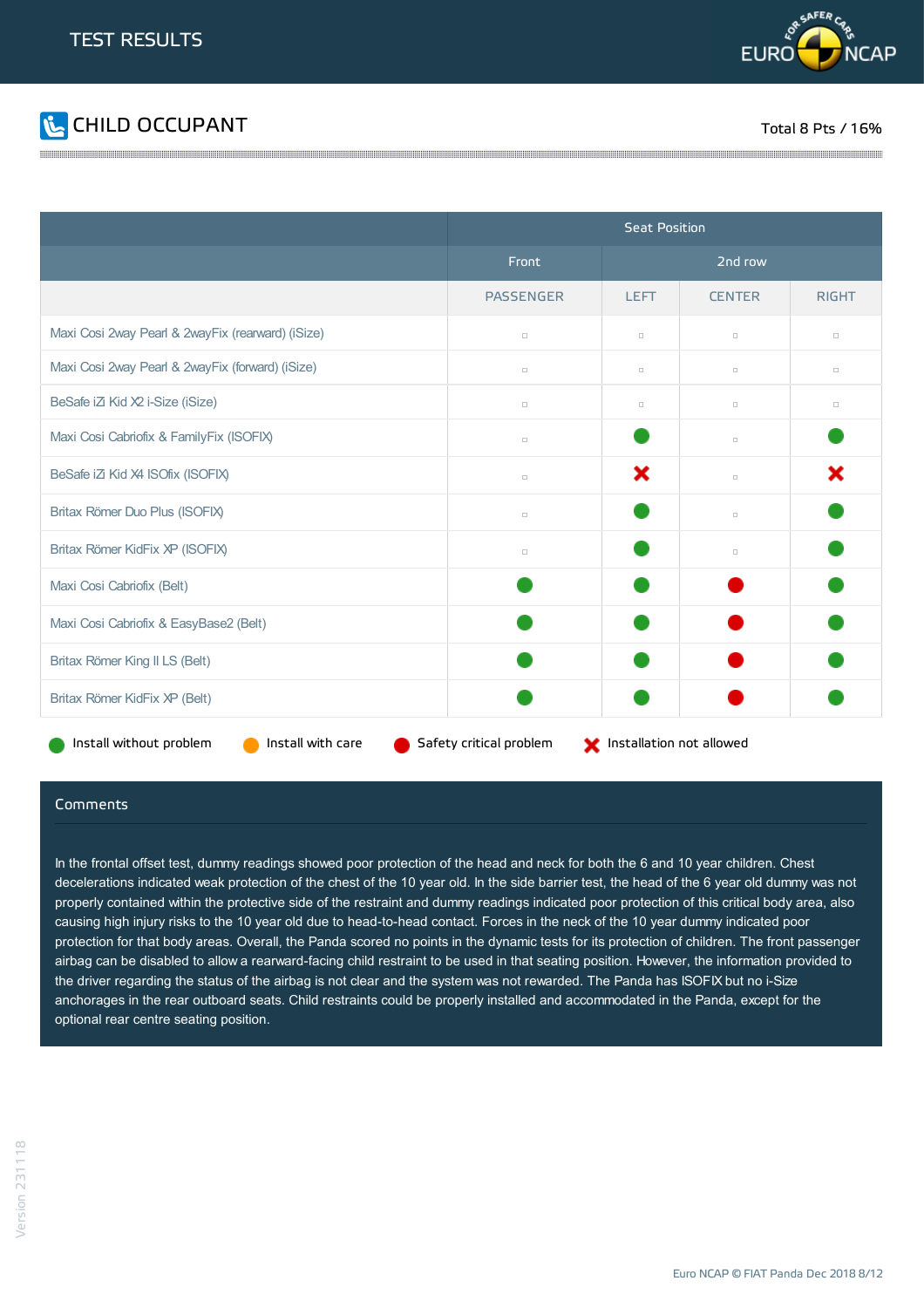# TEST RESULTS

## CHILD OCCUPANT

Total 8 Pts / 16%

| | Seat Position | | | |
|---|---|---|---|---|
| | Front | 2nd row | | |
| | PASSENGER | LEFT | CENTER | RIGHT |
| Maxi Cosi 2way Pearl & 2wayFix (rearward) (iSize) | ▫ | ▫ | ▫ | ▫ |
| Maxi Cosi 2way Pearl & 2wayFix (forward) (iSize) | ▫ | ▫ | ▫ | ▫ |
| BeSafe iZi Kid X2 i-Size (iSize) | ▫ | ▫ | ▫ | ▫ |
| Maxi Cosi Cabriofix & FamilyFix (ISOFIX) | ▫ | Install without problem | ▫ | Install without problem |
| BeSafe iZi Kid X4 ISOfix (ISOFIX) | ▫ | Installation not allowed | ▫ | Installation not allowed |
| Britax Römer Duo Plus (ISOFIX) | ▫ | Install without problem | ▫ | Install without problem |
| Britax Römer KidFix XP (ISOFIX) | ▫ | Install without problem | ▫ | Install without problem |
| Maxi Cosi Cabriofix (Belt) | Install without problem | Install without problem | Safety critical problem | Install without problem |
| Maxi Cosi Cabriofix & EasyBase2 (Belt) | Install without problem | Install without problem | Safety critical problem | Install without problem |
| Britax Römer King II LS (Belt) | Install without problem | Install without problem | Safety critical problem | Install without problem |
| Britax Römer KidFix XP (Belt) | Install without problem | Install without problem | Safety critical problem | Install without problem |

Install without problem | Install with care | Safety critical problem | Installation not allowed

### Comments

In the frontal offset test, dummy readings showed poor protection of the head and neck for both the 6 and 10 year children. Chest decelerations indicated weak protection of the chest of the 10 year old. In the side barrier test, the head of the 6 year old dummy was not properly contained within the protective side of the restraint and dummy readings indicated poor protection of this critical body area, also causing high injury risks to the 10 year old due to head-to-head contact. Forces in the neck of the 10 year dummy indicated poor protection for that body areas. Overall, the Panda scored no points in the dynamic tests for its protection of children. The front passenger airbag can be disabled to allow a rearward-facing child restraint to be used in that seating position. However, the information provided to the driver regarding the status of the airbag is not clear and the system was not rewarded. The Panda has ISOFIX but no i-Size anchorages in the rear outboard seats. Child restraints could be properly installed and accommodated in the Panda, except for the optional rear centre seating position.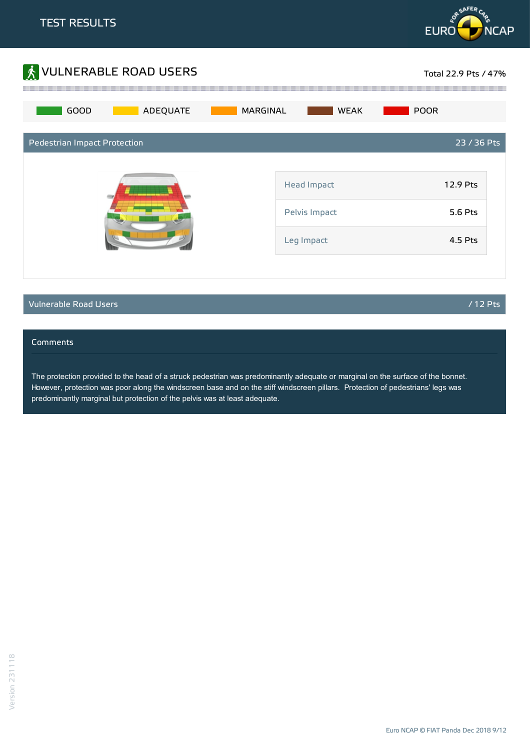# TEST RESULTS

## VULNERABLE ROAD USERS

Total 22.9 Pts / 47%

GOOD | ADEQUATE | MARGINAL | WEAK | POOR

### Pedestrian Impact Protection — 23 / 36 Pts

| | |
|---|---|
| Head Impact | 12.9 Pts |
| Pelvis Impact | 5.6 Pts |
| Leg Impact | 4.5 Pts |

### Vulnerable Road Users — / 12 Pts

### Comments

The protection provided to the head of a struck pedestrian was predominantly adequate or marginal on the surface of the bonnet. However, protection was poor along the windscreen base and on the stiff windscreen pillars. Protection of pedestrians' legs was predominantly marginal but protection of the pelvis was at least adequate.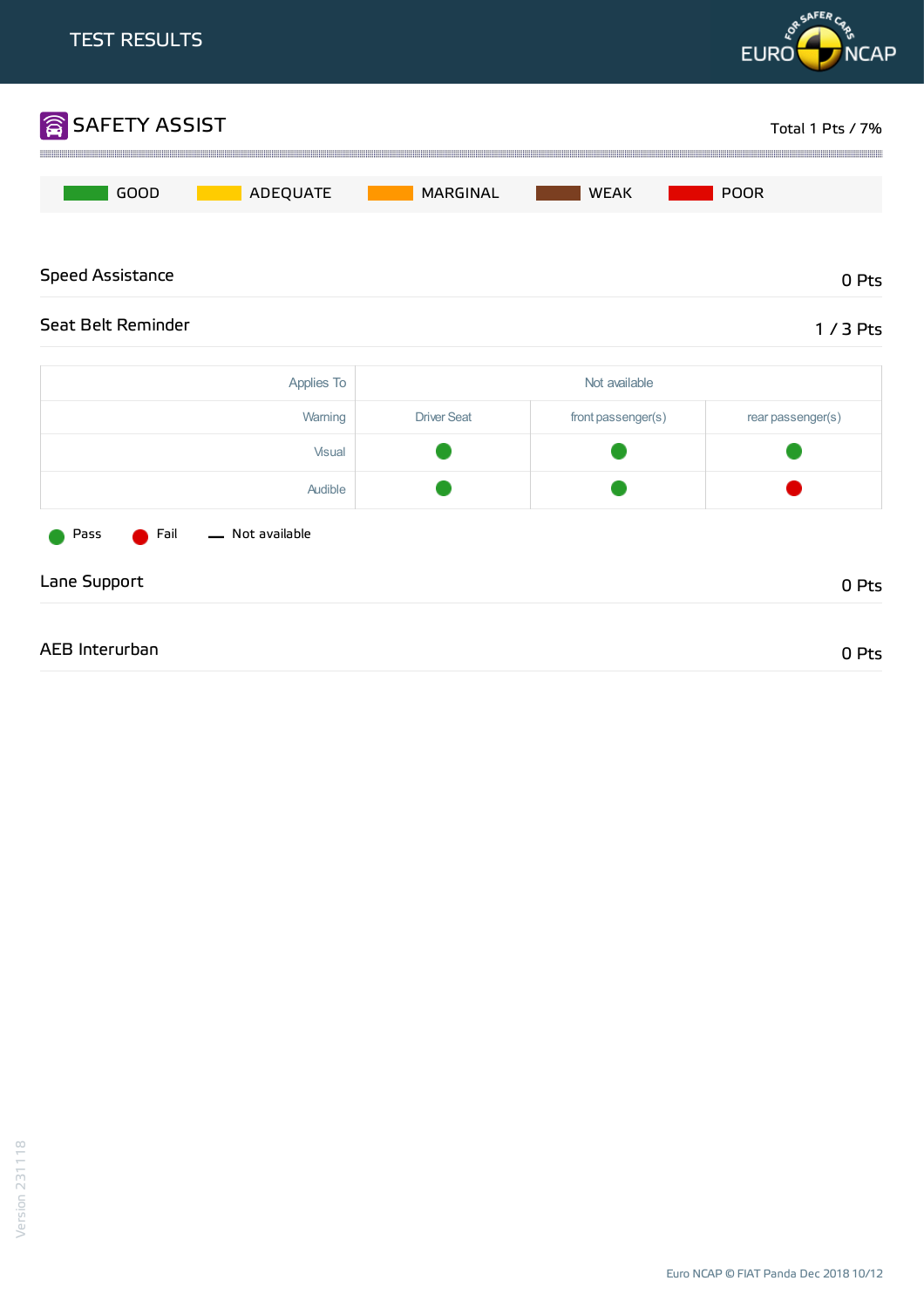# TEST RESULTS

## SAFETY ASSIST

Total 1 Pts / 7%

GOOD | ADEQUATE | MARGINAL | WEAK | POOR

### Speed Assistance

0 Pts

### Seat Belt Reminder

1 / 3 Pts

| Applies To | Not available | | |
|---|---|---|---|
| Warning | Driver Seat | front passenger(s) | rear passenger(s) |
| Visual | Pass | Pass | Pass |
| Audible | Pass | Pass | Fail |

Pass | Fail | — Not available

### Lane Support

0 Pts

### AEB Interurban

0 Pts

Euro NCAP © FIAT Panda Dec 2018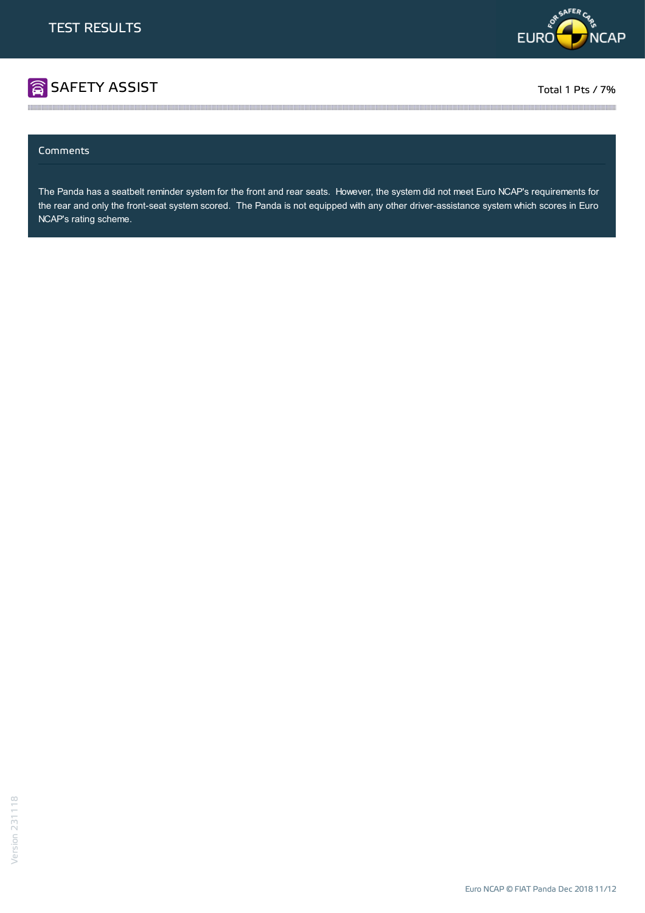# TEST RESULTS

## SAFETY ASSIST

Total 1 Pts / 7%

### Comments

The Panda has a seatbelt reminder system for the front and rear seats. However, the system did not meet Euro NCAP's requirements for the rear and only the front-seat system scored. The Panda is not equipped with any other driver-assistance system which scores in Euro NCAP's rating scheme.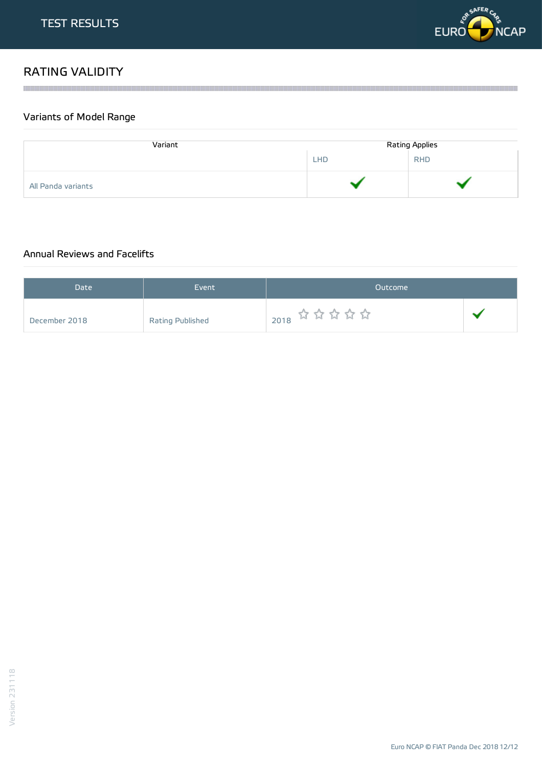TEST RESULTS

# RATING VALIDITY

## Variants of Model Range

| Variant | Rating Applies | |
|---|---|---|
| | LHD | RHD |
| All Panda variants | ✓ | ✓ |

## Annual Reviews and Facelifts

| Date | Event | Outcome | |
|---|---|---|---|
| December 2018 | Rating Published | 2018 ☆ ☆ ☆ ☆ ☆ | ✓ |

Version 231118